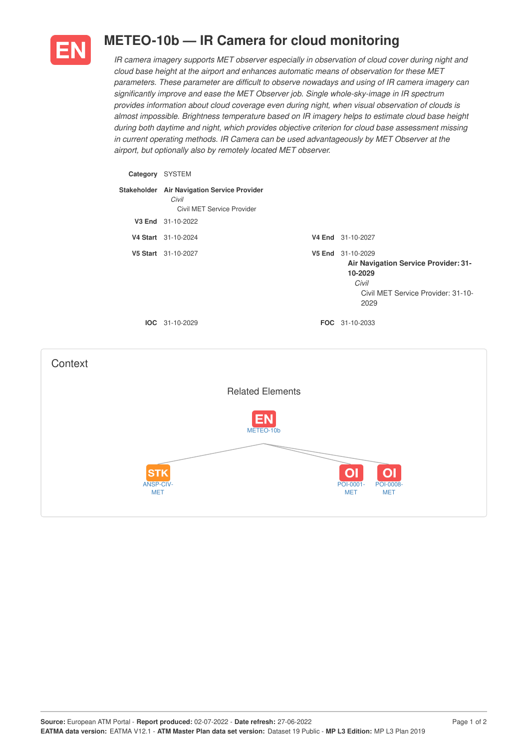# METEO-10b — IR Camera for cloud monitoring

*IR camera imagery supports MET observer especially in observation of cloud cover during night and cloud base height at the airport and enhances automatic means of observation for these MET parameters. These parameter are difficult to observe nowadays and using of IR camera imagery can significantly improve and ease the MET Observer job. Single whole-sky-image in IR spectrum provides information about cloud coverage even during night, when visual observation of clouds is almost impossible. Brightness temperature based on IR imagery helps to estimate cloud base height during both daytime and night, which provides objective criterion for cloud base assessment missing in current operating methods. IR Camera can be used advantageously by MET Observer at the airport, but optionally also by remotely located MET observer.*

**Category** SYSTEM

**Stakeholder** **Air Navigation Service Provider**
*Civil*
Civil MET Service Provider

**V3 End** 31-10-2022

**V4 Start** 31-10-2024 **V4 End** 31-10-2027

**V5 Start** 31-10-2027 **V5 End** 31-10-2029
**Air Navigation Service Provider: 31-10-2029**
*Civil*
Civil MET Service Provider: 31-10-2029

**IOC** 31-10-2029 **FOC** 31-10-2033

## Context

### Related Elements

EN METEO-10b

STK ANSP-CIV-MET

OI POI-0001-MET

OI POI-0008-MET

**Source:** European ATM Portal - **Report produced:** 02-07-2022 - **Date refresh:** 27-06-2022
**EATMA data version:** EATMA V12.1 - **ATM Master Plan data set version:** Dataset 19 Public - **MP L3 Edition:** MP L3 Plan 2019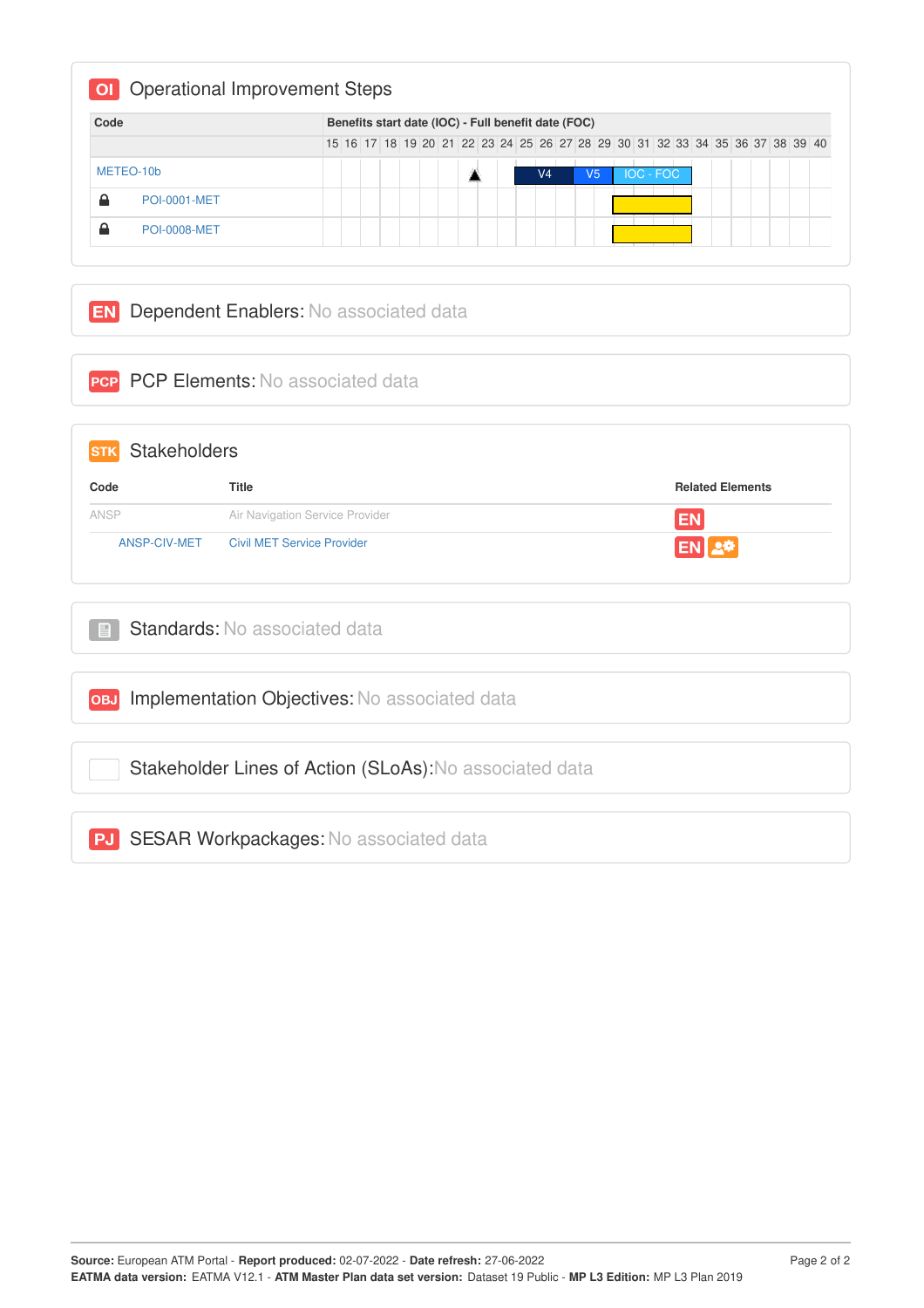## OI Operational Improvement Steps

| Code | Benefits start date (IOC) - Full benefit date (FOC) |
|---|---|
| | 15 16 17 18 19 20 21 22 23 24 25 26 27 28 29 30 31 32 33 34 35 36 37 38 39 40 |
| METEO-10b | V4 V5 IOC - FOC |
| POI-0001-MET | |
| POI-0008-MET | |

## EN Dependent Enablers: No associated data

## PCP PCP Elements: No associated data

## STK Stakeholders

| Code | Title | Related Elements |
|---|---|---|
| ANSP | Air Navigation Service Provider | EN |
| ANSP-CIV-MET | Civil MET Service Provider | EN |

## Standards: No associated data

## OBJ Implementation Objectives: No associated data

## Stakeholder Lines of Action (SLoAs): No associated data

## PJ SESAR Workpackages: No associated data

**Source:** European ATM Portal - **Report produced:** 02-07-2022 - **Date refresh:** 27-06-2022
**EATMA data version:** EATMA V12.1 - **ATM Master Plan data set version:** Dataset 19 Public - **MP L3 Edition:** MP L3 Plan 2019